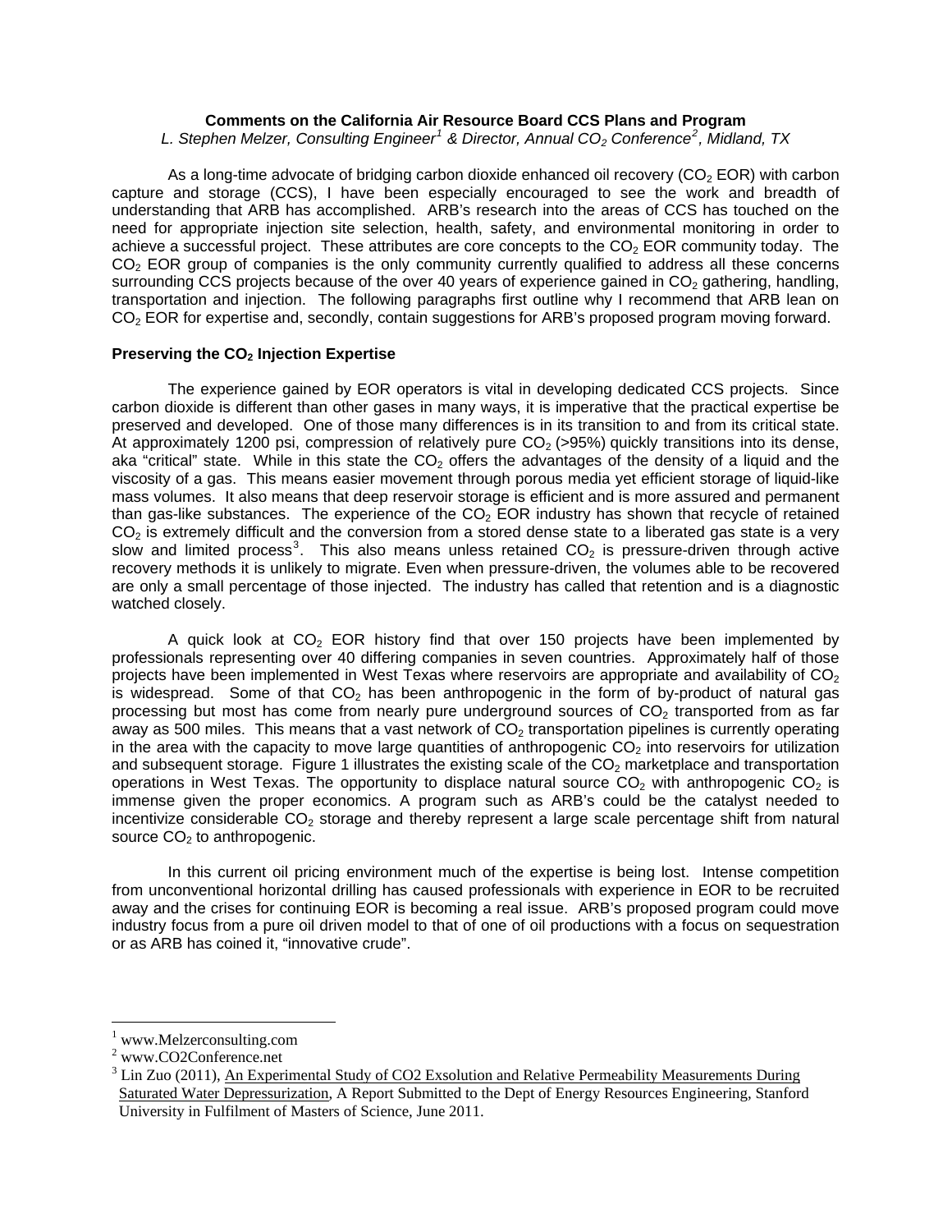**Comments on the California Air Resource Board CCS Plans and Program**

*L. Stephen Melzer, Consulting Engineer[1] & Director, Annual $CO_2$ Conference[2], Midland, TX*

As a long-time advocate of bridging carbon dioxide enhanced oil recovery ($CO_2$ EOR) with carbon capture and storage (CCS), I have been especially encouraged to see the work and breadth of understanding that ARB has accomplished. ARB's research into the areas of CCS has touched on the need for appropriate injection site selection, health, safety, and environmental monitoring in order to achieve a successful project. These attributes are core concepts to the $CO_2$ EOR community today. The $CO_2$ EOR group of companies is the only community currently qualified to address all these concerns surrounding CCS projects because of the over 40 years of experience gained in $CO_2$ gathering, handling, transportation and injection. The following paragraphs first outline why I recommend that ARB lean on $CO_2$ EOR for expertise and, secondly, contain suggestions for ARB's proposed program moving forward.

**Preserving the $CO_2$ Injection Expertise**

The experience gained by EOR operators is vital in developing dedicated CCS projects. Since carbon dioxide is different than other gases in many ways, it is imperative that the practical expertise be preserved and developed. One of those many differences is in its transition to and from its critical state. At approximately 1200 psi, compression of relatively pure $CO_2$ (>95%) quickly transitions into its dense, aka "critical" state. While in this state the $CO_2$ offers the advantages of the density of a liquid and the viscosity of a gas. This means easier movement through porous media yet efficient storage of liquid-like mass volumes. It also means that deep reservoir storage is efficient and is more assured and permanent than gas-like substances. The experience of the $CO_2$ EOR industry has shown that recycle of retained $CO_2$ is extremely difficult and the conversion from a stored dense state to a liberated gas state is a very slow and limited process[3]. This also means unless retained $CO_2$ is pressure-driven through active recovery methods it is unlikely to migrate. Even when pressure-driven, the volumes able to be recovered are only a small percentage of those injected. The industry has called that retention and is a diagnostic watched closely.

A quick look at $CO_2$ EOR history find that over 150 projects have been implemented by professionals representing over 40 differing companies in seven countries. Approximately half of those projects have been implemented in West Texas where reservoirs are appropriate and availability of $CO_2$ is widespread. Some of that $CO_2$ has been anthropogenic in the form of by-product of natural gas processing but most has come from nearly pure underground sources of $CO_2$ transported from as far away as 500 miles. This means that a vast network of $CO_2$ transportation pipelines is currently operating in the area with the capacity to move large quantities of anthropogenic $CO_2$ into reservoirs for utilization and subsequent storage. Figure 1 illustrates the existing scale of the $CO_2$ marketplace and transportation operations in West Texas. The opportunity to displace natural source $CO_2$ with anthropogenic $CO_2$ is immense given the proper economics. A program such as ARB's could be the catalyst needed to incentivize considerable $CO_2$ storage and thereby represent a large scale percentage shift from natural source $CO_2$ to anthropogenic.

In this current oil pricing environment much of the expertise is being lost. Intense competition from unconventional horizontal drilling has caused professionals with experience in EOR to be recruited away and the crises for continuing EOR is becoming a real issue. ARB's proposed program could move industry focus from a pure oil driven model to that of one of oil productions with a focus on sequestration or as ARB has coined it, "innovative crude".

---

[1] www.Melzerconsulting.com

[2] www.CO2Conference.net

[3] Lin Zuo (2011), An Experimental Study of CO2 Exsolution and Relative Permeability Measurements During Saturated Water Depressurization, A Report Submitted to the Dept of Energy Resources Engineering, Stanford University in Fulfilment of Masters of Science, June 2011.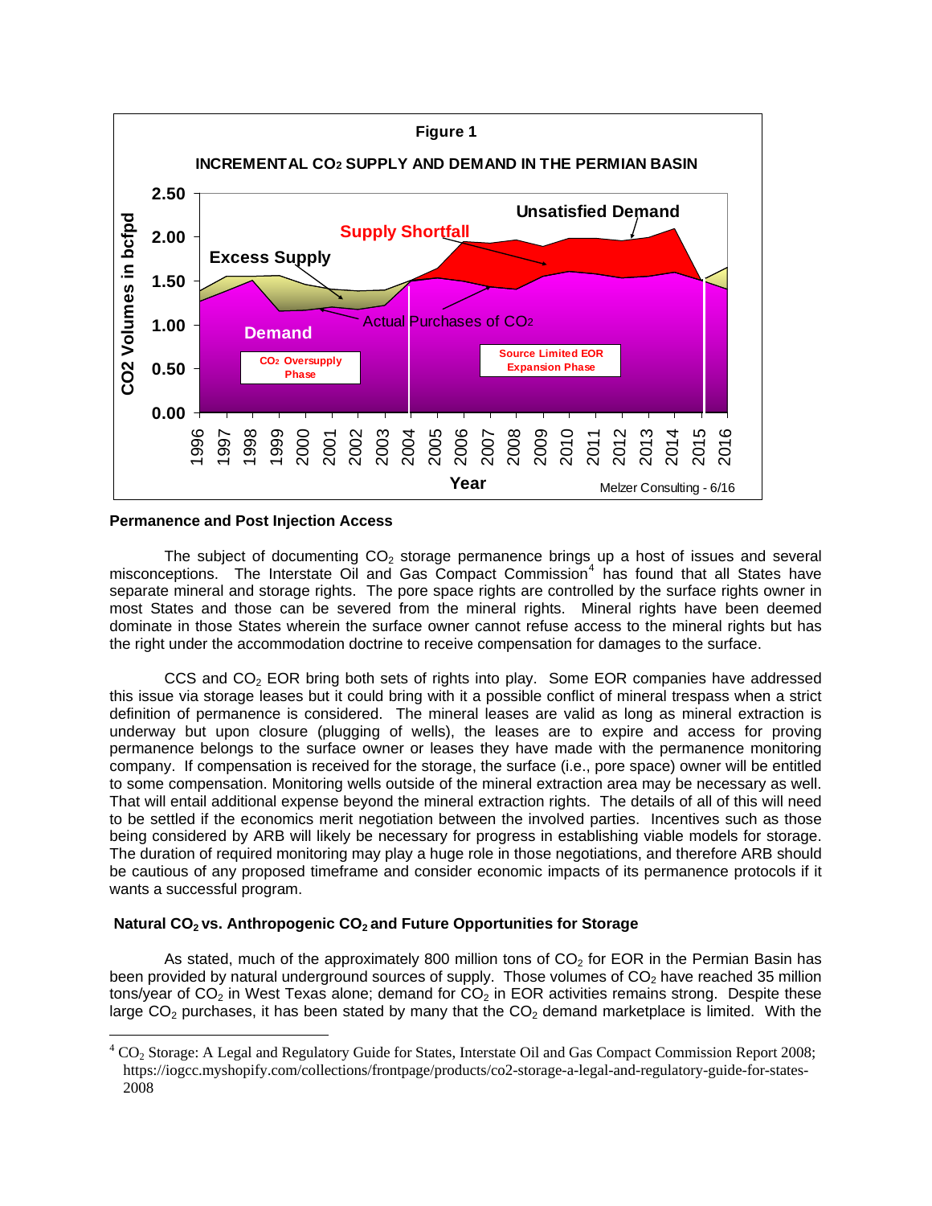Figure 1

INCREMENTAL $CO_2$ SUPPLY AND DEMAND IN THE PERMIAN BASIN

**Permanence and Post Injection Access**

The subject of documenting $CO_2$ storage permanence brings up a host of issues and several misconceptions. The Interstate Oil and Gas Compact Commission[4] has found that all States have separate mineral and storage rights. The pore space rights are controlled by the surface rights owner in most States and those can be severed from the mineral rights. Mineral rights have been deemed dominate in those States wherein the surface owner cannot refuse access to the mineral rights but has the right under the accommodation doctrine to receive compensation for damages to the surface.

CCS and $CO_2$ EOR bring both sets of rights into play. Some EOR companies have addressed this issue via storage leases but it could bring with it a possible conflict of mineral trespass when a strict definition of permanence is considered. The mineral leases are valid as long as mineral extraction is underway but upon closure (plugging of wells), the leases are to expire and access for proving permanence belongs to the surface owner or leases they have made with the permanence monitoring company. If compensation is received for the storage, the surface (i.e., pore space) owner will be entitled to some compensation. Monitoring wells outside of the mineral extraction area may be necessary as well. That will entail additional expense beyond the mineral extraction rights. The details of all of this will need to be settled if the economics merit negotiation between the involved parties. Incentives such as those being considered by ARB will likely be necessary for progress in establishing viable models for storage. The duration of required monitoring may play a huge role in those negotiations, and therefore ARB should be cautious of any proposed timeframe and consider economic impacts of its permanence protocols if it wants a successful program.

**Natural $CO_2$ vs. Anthropogenic $CO_2$ and Future Opportunities for Storage**

As stated, much of the approximately 800 million tons of $CO_2$ for EOR in the Permian Basin has been provided by natural underground sources of supply. Those volumes of $CO_2$ have reached 35 million tons/year of $CO_2$ in West Texas alone; demand for $CO_2$ in EOR activities remains strong. Despite these large $CO_2$ purchases, it has been stated by many that the $CO_2$ demand marketplace is limited. With the

[4] $CO_2$ Storage: A Legal and Regulatory Guide for States, Interstate Oil and Gas Compact Commission Report 2008; https://iogcc.myshopify.com/collections/frontpage/products/co2-storage-a-legal-and-regulatory-guide-for-states-2008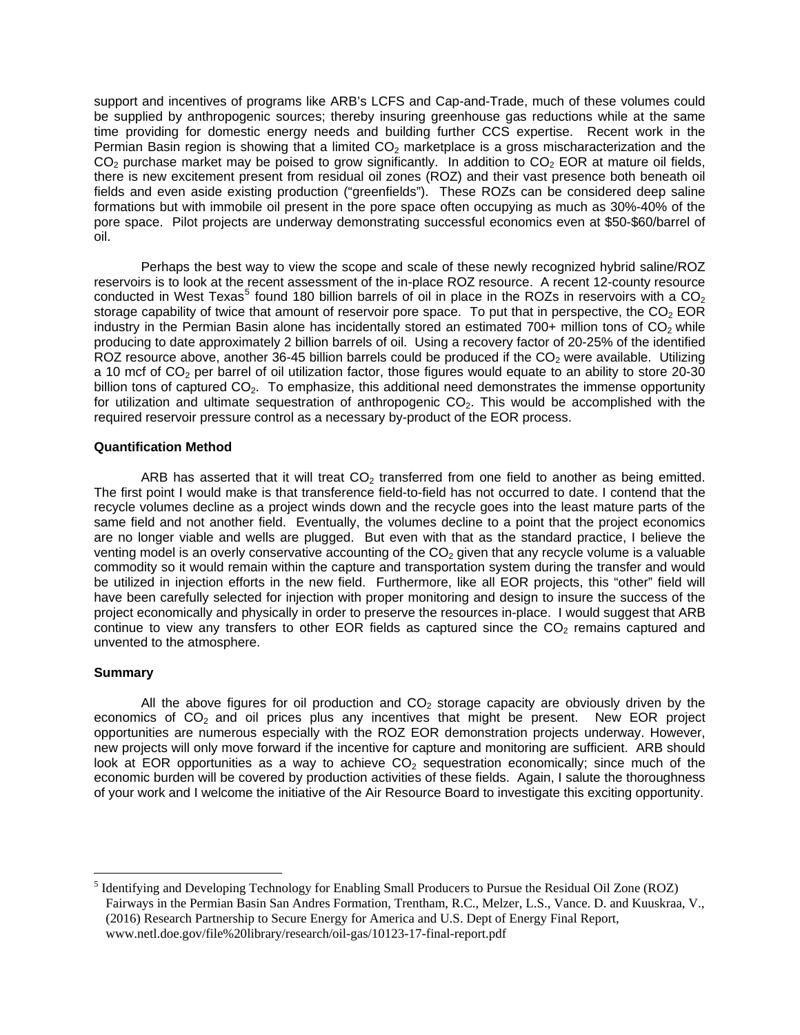support and incentives of programs like ARB's LCFS and Cap-and-Trade, much of these volumes could be supplied by anthropogenic sources; thereby insuring greenhouse gas reductions while at the same time providing for domestic energy needs and building further CCS expertise. Recent work in the Permian Basin region is showing that a limited $CO_2$ marketplace is a gross mischaracterization and the $CO_2$ purchase market may be poised to grow significantly. In addition to $CO_2$ EOR at mature oil fields, there is new excitement present from residual oil zones (ROZ) and their vast presence both beneath oil fields and even aside existing production ("greenfields"). These ROZs can be considered deep saline formations but with immobile oil present in the pore space often occupying as much as 30%-40% of the pore space. Pilot projects are underway demonstrating successful economics even at \$50-\$60/barrel of oil.

Perhaps the best way to view the scope and scale of these newly recognized hybrid saline/ROZ reservoirs is to look at the recent assessment of the in-place ROZ resource. A recent 12-county resource conducted in West Texas[5] found 180 billion barrels of oil in place in the ROZs in reservoirs with a $CO_2$ storage capability of twice that amount of reservoir pore space. To put that in perspective, the $CO_2$ EOR industry in the Permian Basin alone has incidentally stored an estimated 700+ million tons of $CO_2$ while producing to date approximately 2 billion barrels of oil. Using a recovery factor of 20-25% of the identified ROZ resource above, another 36-45 billion barrels could be produced if the $CO_2$ were available. Utilizing a 10 mcf of $CO_2$ per barrel of oil utilization factor, those figures would equate to an ability to store 20-30 billion tons of captured $CO_2$. To emphasize, this additional need demonstrates the immense opportunity for utilization and ultimate sequestration of anthropogenic $CO_2$. This would be accomplished with the required reservoir pressure control as a necessary by-product of the EOR process.

**Quantification Method**

ARB has asserted that it will treat $CO_2$ transferred from one field to another as being emitted. The first point I would make is that transference field-to-field has not occurred to date. I contend that the recycle volumes decline as a project winds down and the recycle goes into the least mature parts of the same field and not another field. Eventually, the volumes decline to a point that the project economics are no longer viable and wells are plugged. But even with that as the standard practice, I believe the venting model is an overly conservative accounting of the $CO_2$ given that any recycle volume is a valuable commodity so it would remain within the capture and transportation system during the transfer and would be utilized in injection efforts in the new field. Furthermore, like all EOR projects, this "other" field will have been carefully selected for injection with proper monitoring and design to insure the success of the project economically and physically in order to preserve the resources in-place. I would suggest that ARB continue to view any transfers to other EOR fields as captured since the $CO_2$ remains captured and unvented to the atmosphere.

**Summary**

All the above figures for oil production and $CO_2$ storage capacity are obviously driven by the economics of $CO_2$ and oil prices plus any incentives that might be present. New EOR project opportunities are numerous especially with the ROZ EOR demonstration projects underway. However, new projects will only move forward if the incentive for capture and monitoring are sufficient. ARB should look at EOR opportunities as a way to achieve $CO_2$ sequestration economically; since much of the economic burden will be covered by production activities of these fields. Again, I salute the thoroughness of your work and I welcome the initiative of the Air Resource Board to investigate this exciting opportunity.

---

[5] Identifying and Developing Technology for Enabling Small Producers to Pursue the Residual Oil Zone (ROZ) Fairways in the Permian Basin San Andres Formation, Trentham, R.C., Melzer, L.S., Vance. D. and Kuuskraa, V., (2016) Research Partnership to Secure Energy for America and U.S. Dept of Energy Final Report, www.netl.doe.gov/file%20library/research/oil-gas/10123-17-final-report.pdf